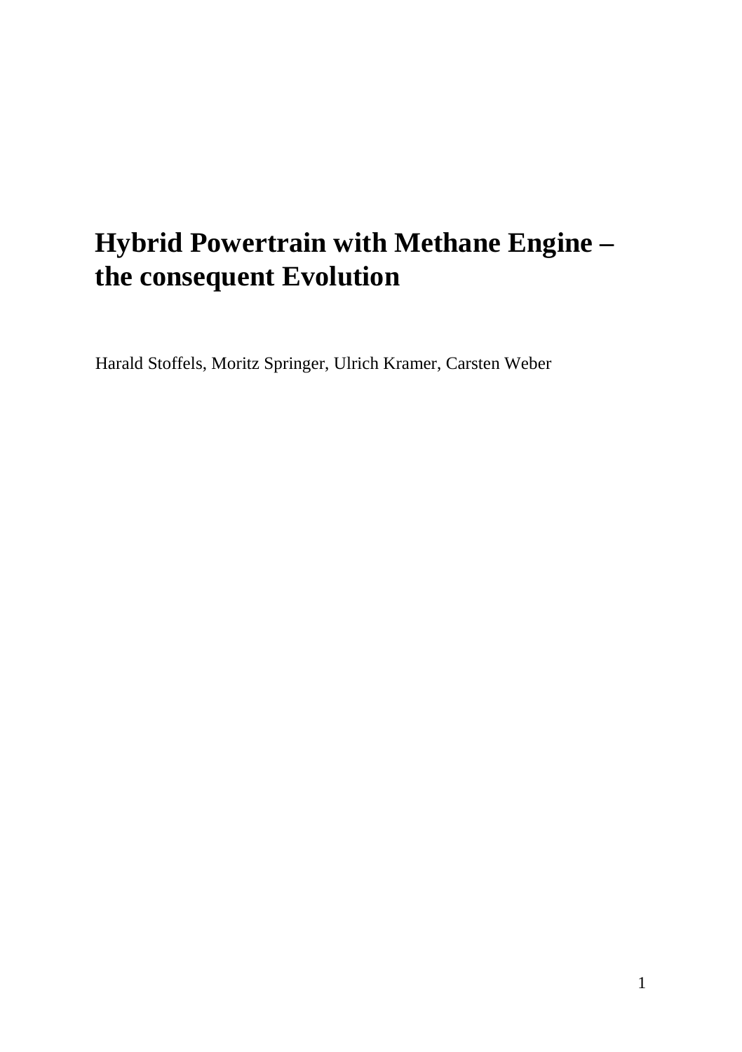# Hybrid Powertrain with Methane Engine – the consequent Evolution

Harald Stoffels, Moritz Springer, Ulrich Kramer, Carsten Weber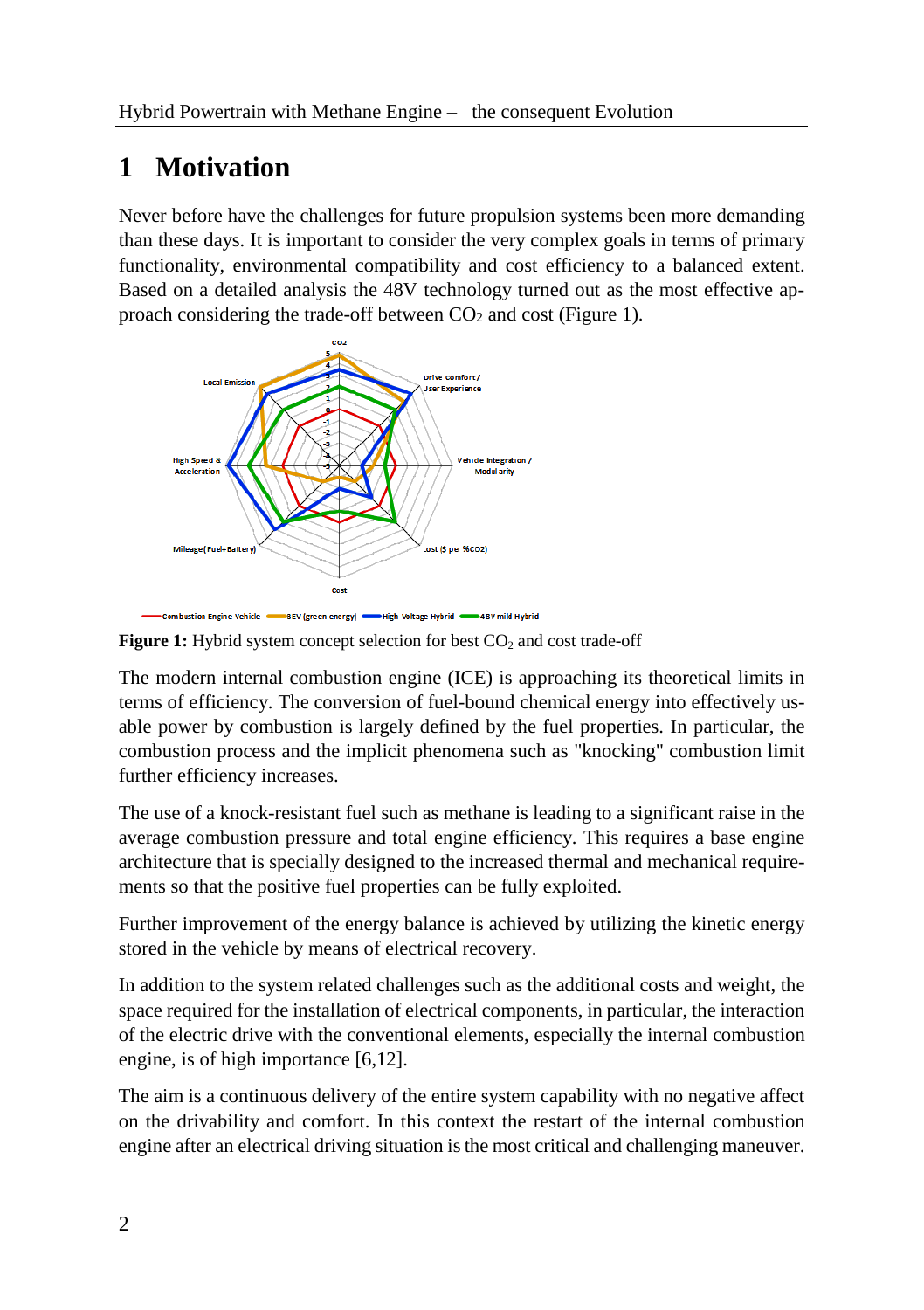# 1 Motivation

Never before have the challenges for future propulsion systems been more demanding than these days. It is important to consider the very complex goals in terms of primary functionality, environmental compatibility and cost efficiency to a balanced extent. Based on a detailed analysis the 48V technology turned out as the most effective approach considering the trade-off between $CO_2$ and cost (Figure 1).

**Figure 1:** Hybrid system concept selection for best $CO_2$ and cost trade-off

The modern internal combustion engine (ICE) is approaching its theoretical limits in terms of efficiency. The conversion of fuel-bound chemical energy into effectively usable power by combustion is largely defined by the fuel properties. In particular, the combustion process and the implicit phenomena such as "knocking" combustion limit further efficiency increases.

The use of a knock-resistant fuel such as methane is leading to a significant raise in the average combustion pressure and total engine efficiency. This requires a base engine architecture that is specially designed to the increased thermal and mechanical requirements so that the positive fuel properties can be fully exploited.

Further improvement of the energy balance is achieved by utilizing the kinetic energy stored in the vehicle by means of electrical recovery.

In addition to the system related challenges such as the additional costs and weight, the space required for the installation of electrical components, in particular, the interaction of the electric drive with the conventional elements, especially the internal combustion engine, is of high importance [6,12].

The aim is a continuous delivery of the entire system capability with no negative affect on the drivability and comfort. In this context the restart of the internal combustion engine after an electrical driving situation is the most critical and challenging maneuver.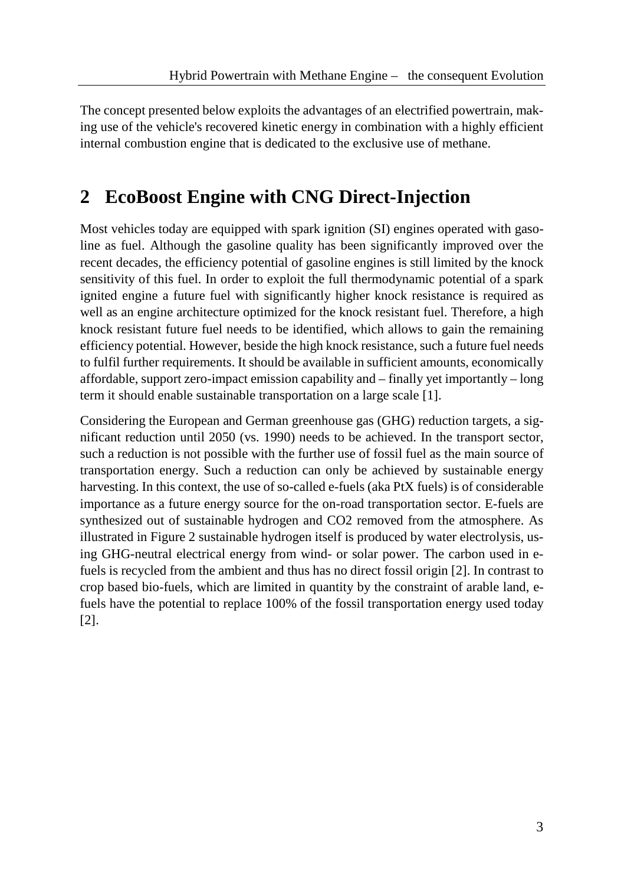The concept presented below exploits the advantages of an electrified powertrain, making use of the vehicle's recovered kinetic energy in combination with a highly efficient internal combustion engine that is dedicated to the exclusive use of methane.

## 2 EcoBoost Engine with CNG Direct-Injection

Most vehicles today are equipped with spark ignition (SI) engines operated with gasoline as fuel. Although the gasoline quality has been significantly improved over the recent decades, the efficiency potential of gasoline engines is still limited by the knock sensitivity of this fuel. In order to exploit the full thermodynamic potential of a spark ignited engine a future fuel with significantly higher knock resistance is required as well as an engine architecture optimized for the knock resistant fuel. Therefore, a high knock resistant future fuel needs to be identified, which allows to gain the remaining efficiency potential. However, beside the high knock resistance, such a future fuel needs to fulfil further requirements. It should be available in sufficient amounts, economically affordable, support zero-impact emission capability and – finally yet importantly – long term it should enable sustainable transportation on a large scale [1].

Considering the European and German greenhouse gas (GHG) reduction targets, a significant reduction until 2050 (vs. 1990) needs to be achieved. In the transport sector, such a reduction is not possible with the further use of fossil fuel as the main source of transportation energy. Such a reduction can only be achieved by sustainable energy harvesting. In this context, the use of so-called e-fuels (aka PtX fuels) is of considerable importance as a future energy source for the on-road transportation sector. E-fuels are synthesized out of sustainable hydrogen and CO2 removed from the atmosphere. As illustrated in Figure 2 sustainable hydrogen itself is produced by water electrolysis, using GHG-neutral electrical energy from wind- or solar power. The carbon used in e-fuels is recycled from the ambient and thus has no direct fossil origin [2]. In contrast to crop based bio-fuels, which are limited in quantity by the constraint of arable land, e-fuels have the potential to replace 100% of the fossil transportation energy used today [2].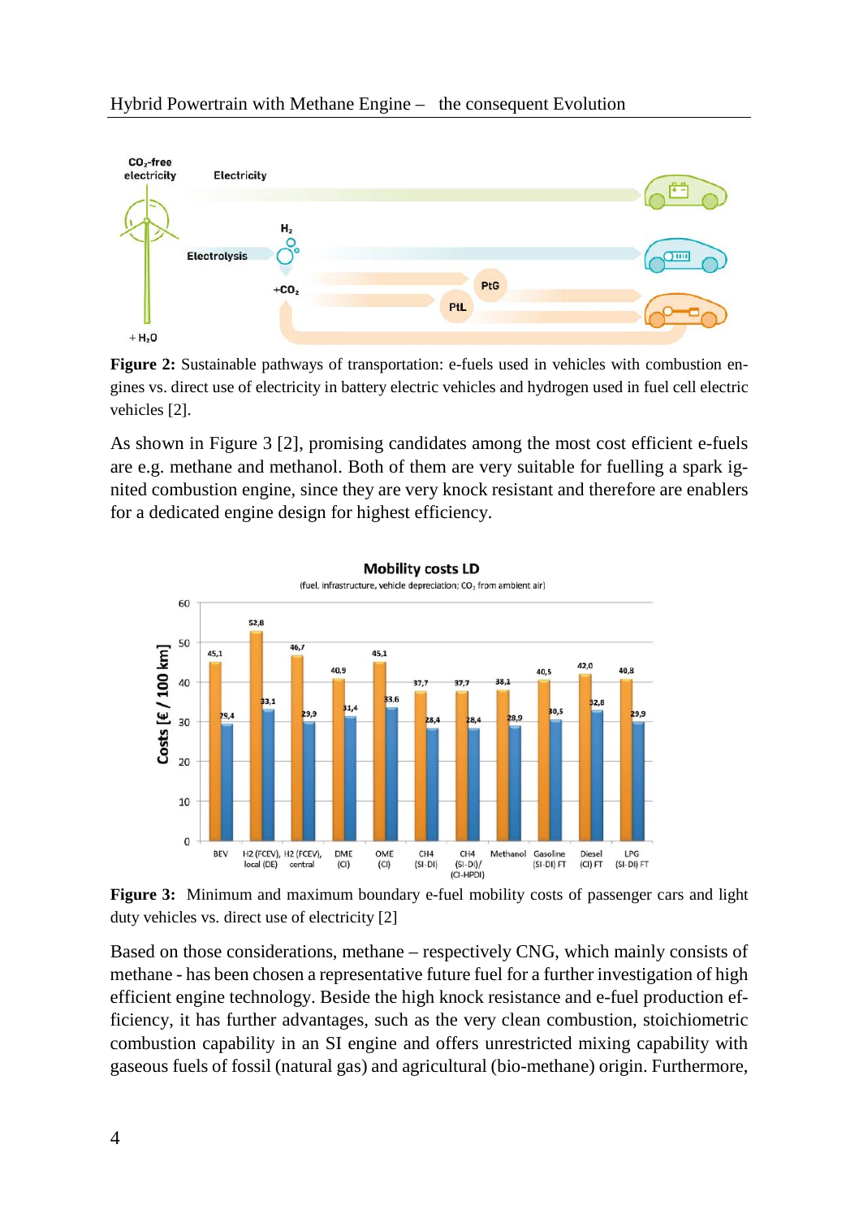**Figure 2:** Sustainable pathways of transportation: e-fuels used in vehicles with combustion engines vs. direct use of electricity in battery electric vehicles and hydrogen used in fuel cell electric vehicles [2].

As shown in Figure 3 [2], promising candidates among the most cost efficient e-fuels are e.g. methane and methanol. Both of them are very suitable for fuelling a spark ignited combustion engine, since they are very knock resistant and therefore are enablers for a dedicated engine design for highest efficiency.

**Figure 3:** Minimum and maximum boundary e-fuel mobility costs of passenger cars and light duty vehicles vs. direct use of electricity [2]

Based on those considerations, methane – respectively CNG, which mainly consists of methane - has been chosen a representative future fuel for a further investigation of high efficient engine technology. Beside the high knock resistance and e-fuel production efficiency, it has further advantages, such as the very clean combustion, stoichiometric combustion capability in an SI engine and offers unrestricted mixing capability with gaseous fuels of fossil (natural gas) and agricultural (bio-methane) origin. Furthermore,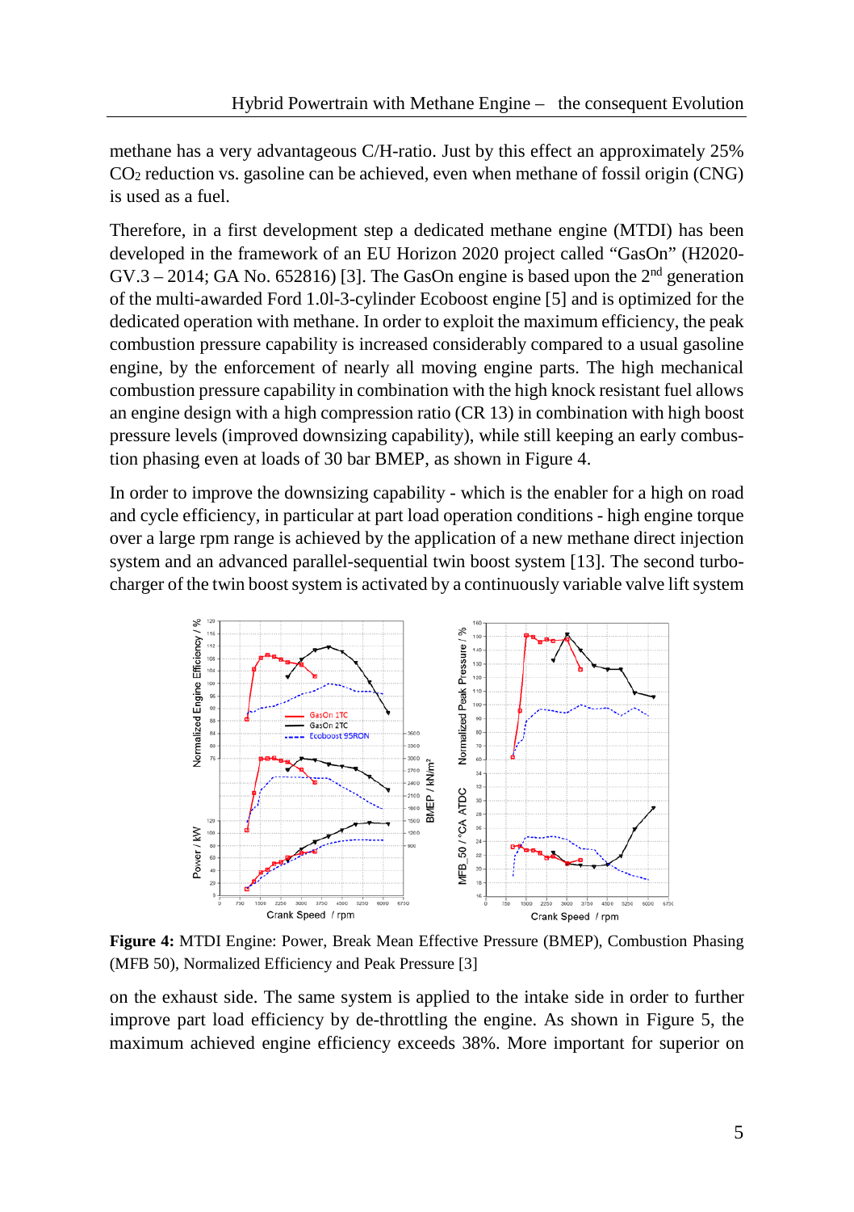methane has a very advantageous C/H-ratio. Just by this effect an approximately 25% $CO_2$ reduction vs. gasoline can be achieved, even when methane of fossil origin (CNG) is used as a fuel.

Therefore, in a first development step a dedicated methane engine (MTDI) has been developed in the framework of an EU Horizon 2020 project called "GasOn" (H2020-GV.3 – 2014; GA No. 652816) [3]. The GasOn engine is based upon the 2nd generation of the multi-awarded Ford 1.0l-3-cylinder Ecoboost engine [5] and is optimized for the dedicated operation with methane. In order to exploit the maximum efficiency, the peak combustion pressure capability is increased considerably compared to a usual gasoline engine, by the enforcement of nearly all moving engine parts. The high mechanical combustion pressure capability in combination with the high knock resistant fuel allows an engine design with a high compression ratio (CR 13) in combination with high boost pressure levels (improved downsizing capability), while still keeping an early combustion phasing even at loads of 30 bar BMEP, as shown in Figure 4.

In order to improve the downsizing capability - which is the enabler for a high on road and cycle efficiency, in particular at part load operation conditions - high engine torque over a large rpm range is achieved by the application of a new methane direct injection system and an advanced parallel-sequential twin boost system [13]. The second turbocharger of the twin boost system is activated by a continuously variable valve lift system

**Figure 4:** MTDI Engine: Power, Break Mean Effective Pressure (BMEP), Combustion Phasing (MFB 50), Normalized Efficiency and Peak Pressure [3]

on the exhaust side. The same system is applied to the intake side in order to further improve part load efficiency by de-throttling the engine. As shown in Figure 5, the maximum achieved engine efficiency exceeds 38%. More important for superior on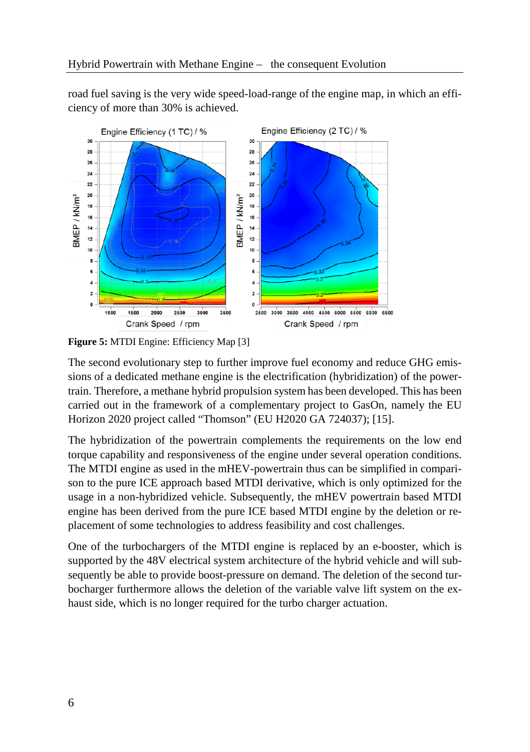road fuel saving is the very wide speed-load-range of the engine map, in which an efficiency of more than 30% is achieved.

**Figure 5:** MTDI Engine: Efficiency Map [3]

The second evolutionary step to further improve fuel economy and reduce GHG emissions of a dedicated methane engine is the electrification (hybridization) of the powertrain. Therefore, a methane hybrid propulsion system has been developed. This has been carried out in the framework of a complementary project to GasOn, namely the EU Horizon 2020 project called "Thomson" (EU H2020 GA 724037); [15].

The hybridization of the powertrain complements the requirements on the low end torque capability and responsiveness of the engine under several operation conditions. The MTDI engine as used in the mHEV-powertrain thus can be simplified in comparison to the pure ICE approach based MTDI derivative, which is only optimized for the usage in a non-hybridized vehicle. Subsequently, the mHEV powertrain based MTDI engine has been derived from the pure ICE based MTDI engine by the deletion or replacement of some technologies to address feasibility and cost challenges.

One of the turbochargers of the MTDI engine is replaced by an e-booster, which is supported by the 48V electrical system architecture of the hybrid vehicle and will subsequently be able to provide boost-pressure on demand. The deletion of the second turbocharger furthermore allows the deletion of the variable valve lift system on the exhaust side, which is no longer required for the turbo charger actuation.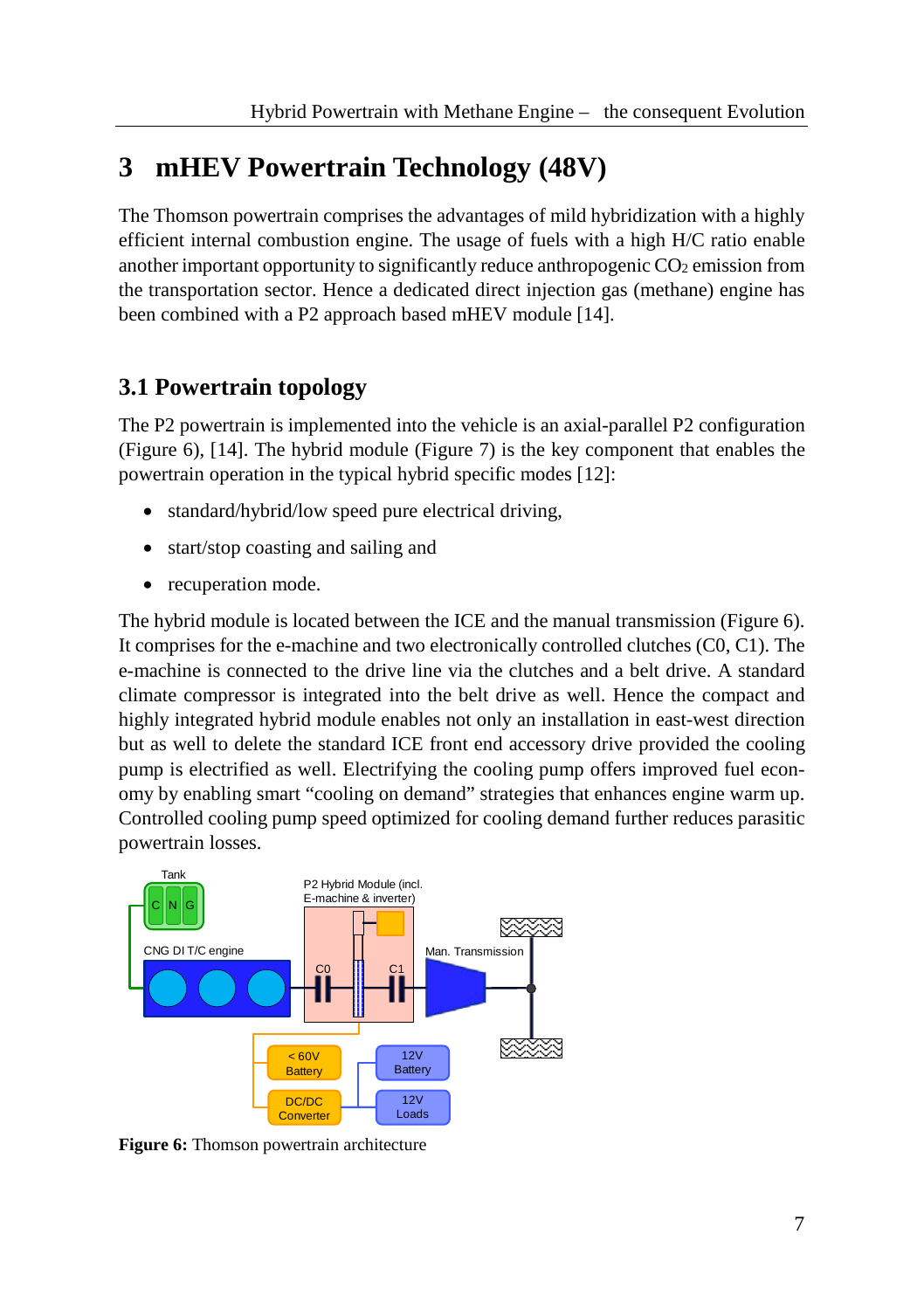# 3 mHEV Powertrain Technology (48V)

The Thomson powertrain comprises the advantages of mild hybridization with a highly efficient internal combustion engine. The usage of fuels with a high H/C ratio enable another important opportunity to significantly reduce anthropogenic $CO_2$ emission from the transportation sector. Hence a dedicated direct injection gas (methane) engine has been combined with a P2 approach based mHEV module [14].

## 3.1 Powertrain topology

The P2 powertrain is implemented into the vehicle is an axial-parallel P2 configuration (Figure 6), [14]. The hybrid module (Figure 7) is the key component that enables the powertrain operation in the typical hybrid specific modes [12]:

- standard/hybrid/low speed pure electrical driving,
- start/stop coasting and sailing and
- recuperation mode.

The hybrid module is located between the ICE and the manual transmission (Figure 6). It comprises for the e-machine and two electronically controlled clutches (C0, C1). The e-machine is connected to the drive line via the clutches and a belt drive. A standard climate compressor is integrated into the belt drive as well. Hence the compact and highly integrated hybrid module enables not only an installation in east-west direction but as well to delete the standard ICE front end accessory drive provided the cooling pump is electrified as well. Electrifying the cooling pump offers improved fuel economy by enabling smart "cooling on demand" strategies that enhances engine warm up. Controlled cooling pump speed optimized for cooling demand further reduces parasitic powertrain losses.

**Figure 6:** Thomson powertrain architecture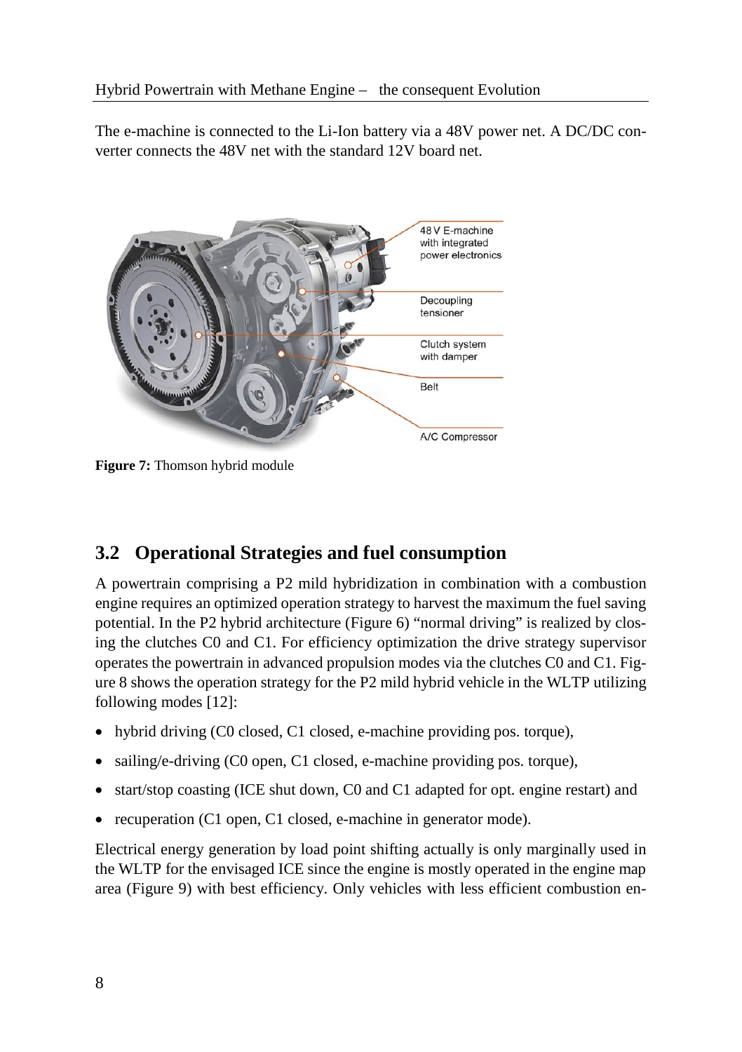The e-machine is connected to the Li-Ion battery via a 48V power net. A DC/DC converter connects the 48V net with the standard 12V board net.

**Figure 7:** Thomson hybrid module

## 3.2 Operational Strategies and fuel consumption

A powertrain comprising a P2 mild hybridization in combination with a combustion engine requires an optimized operation strategy to harvest the maximum the fuel saving potential. In the P2 hybrid architecture (Figure 6) "normal driving" is realized by closing the clutches C0 and C1. For efficiency optimization the drive strategy supervisor operates the powertrain in advanced propulsion modes via the clutches C0 and C1. Figure 8 shows the operation strategy for the P2 mild hybrid vehicle in the WLTP utilizing following modes [12]:

- hybrid driving (C0 closed, C1 closed, e-machine providing pos. torque),
- sailing/e-driving (C0 open, C1 closed, e-machine providing pos. torque),
- start/stop coasting (ICE shut down, C0 and C1 adapted for opt. engine restart) and
- recuperation (C1 open, C1 closed, e-machine in generator mode).

Electrical energy generation by load point shifting actually is only marginally used in the WLTP for the envisaged ICE since the engine is mostly operated in the engine map area (Figure 9) with best efficiency. Only vehicles with less efficient combustion en-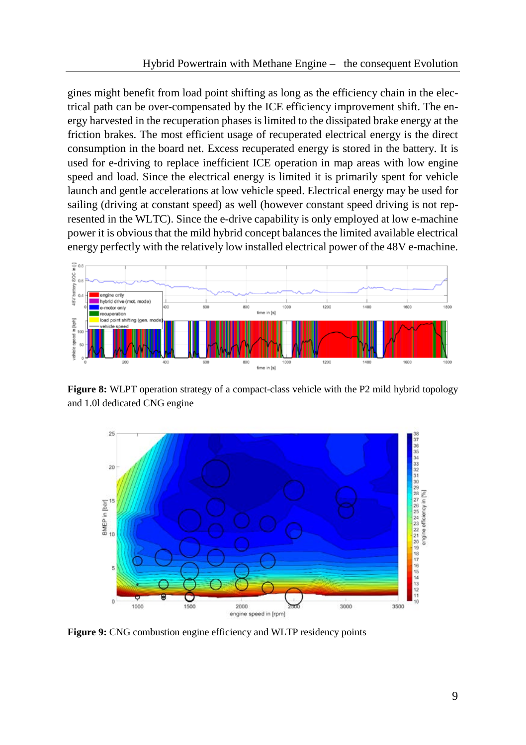gines might benefit from load point shifting as long as the efficiency chain in the electrical path can be over-compensated by the ICE efficiency improvement shift. The energy harvested in the recuperation phases is limited to the dissipated brake energy at the friction brakes. The most efficient usage of recuperated electrical energy is the direct consumption in the board net. Excess recuperated energy is stored in the battery. It is used for e-driving to replace inefficient ICE operation in map areas with low engine speed and load. Since the electrical energy is limited it is primarily spent for vehicle launch and gentle accelerations at low vehicle speed. Electrical energy may be used for sailing (driving at constant speed) as well (however constant speed driving is not represented in the WLTC). Since the e-drive capability is only employed at low e-machine power it is obvious that the mild hybrid concept balances the limited available electrical energy perfectly with the relatively low installed electrical power of the 48V e-machine.

**Figure 8:** WLPT operation strategy of a compact-class vehicle with the P2 mild hybrid topology and 1.0l dedicated CNG engine

**Figure 9:** CNG combustion engine efficiency and WLTP residency points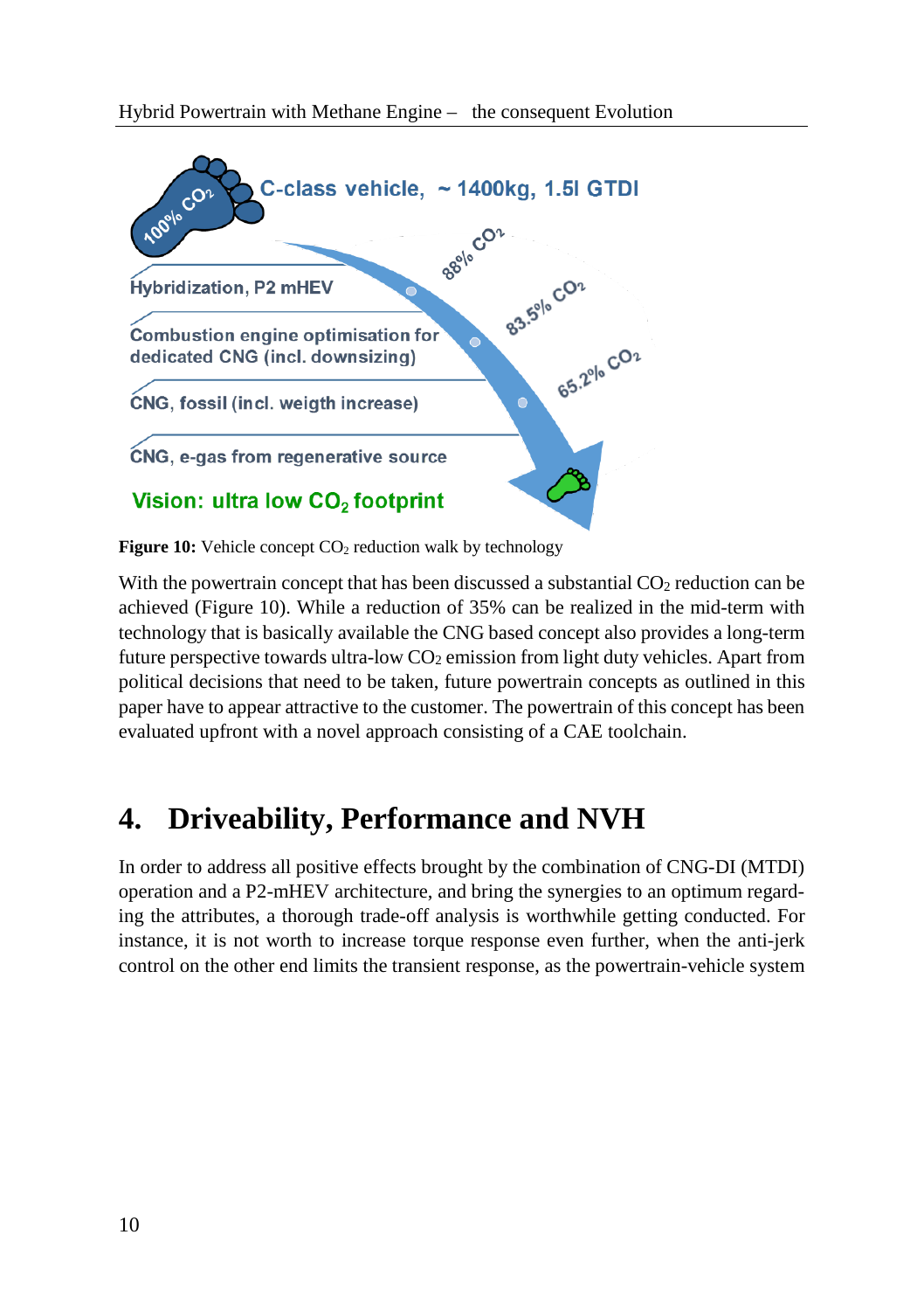C-class vehicle, ~ 1400kg, 1.5l GTDI

100% $CO_2$

Hybridization, P2 mHEV

88% $CO_2$

Combustion engine optimisation for dedicated CNG (incl. downsizing)

83.5% $CO_2$

CNG, fossil (incl. weigth increase)

65.2% $CO_2$

CNG, e-gas from regenerative source

Vision: ultra low $CO_2$ footprint

**Figure 10:** Vehicle concept $CO_2$ reduction walk by technology

With the powertrain concept that has been discussed a substantial $CO_2$ reduction can be achieved (Figure 10). While a reduction of 35% can be realized in the mid-term with technology that is basically available the CNG based concept also provides a long-term future perspective towards ultra-low $CO_2$ emission from light duty vehicles. Apart from political decisions that need to be taken, future powertrain concepts as outlined in this paper have to appear attractive to the customer. The powertrain of this concept has been evaluated upfront with a novel approach consisting of a CAE toolchain.

# 4. Driveability, Performance and NVH

In order to address all positive effects brought by the combination of CNG-DI (MTDI) operation and a P2-mHEV architecture, and bring the synergies to an optimum regarding the attributes, a thorough trade-off analysis is worthwhile getting conducted. For instance, it is not worth to increase torque response even further, when the anti-jerk control on the other end limits the transient response, as the powertrain-vehicle system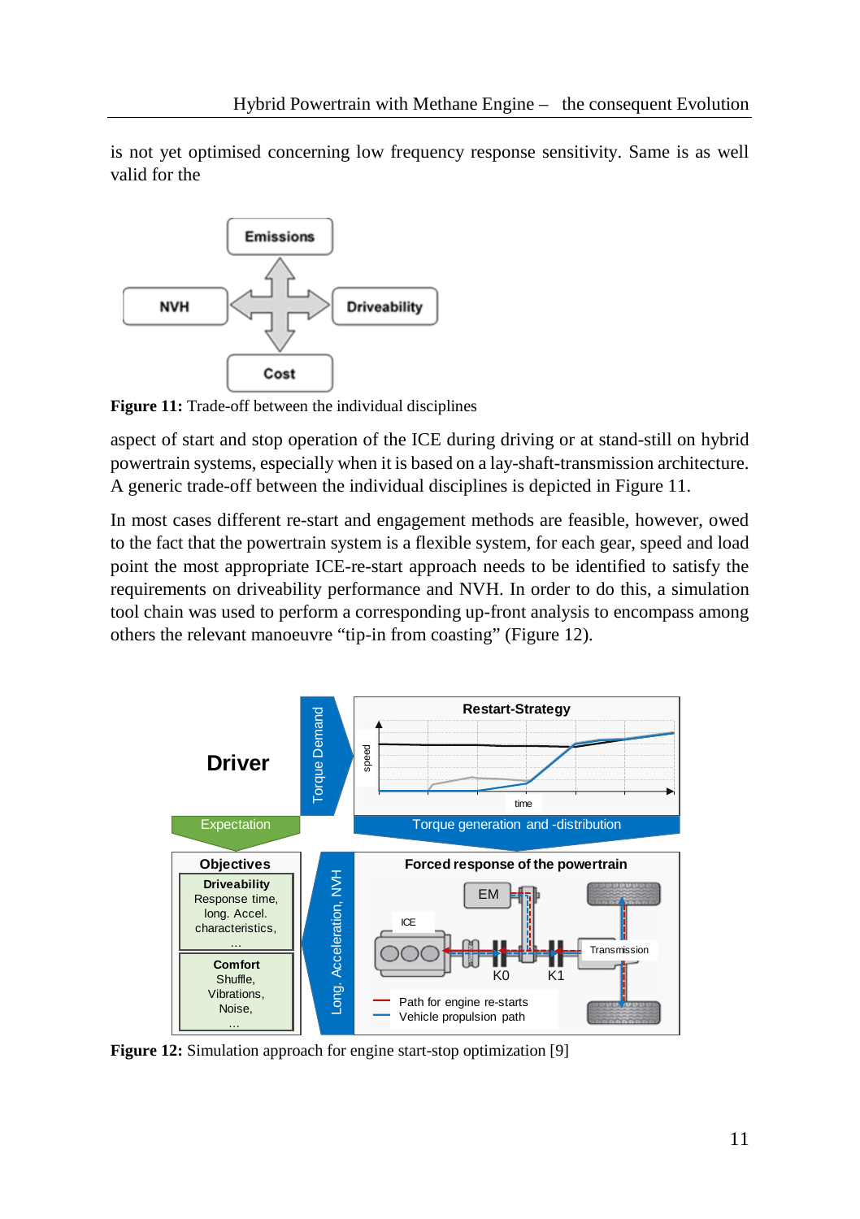is not yet optimised concerning low frequency response sensitivity. Same is as well valid for the

**Figure 11:** Trade-off between the individual disciplines

aspect of start and stop operation of the ICE during driving or at stand-still on hybrid powertrain systems, especially when it is based on a lay-shaft-transmission architecture. A generic trade-off between the individual disciplines is depicted in Figure 11.

In most cases different re-start and engagement methods are feasible, however, owed to the fact that the powertrain system is a flexible system, for each gear, speed and load point the most appropriate ICE-re-start approach needs to be identified to satisfy the requirements on driveability performance and NVH. In order to do this, a simulation tool chain was used to perform a corresponding up-front analysis to encompass among others the relevant manoeuvre “tip-in from coasting” (Figure 12).

**Figure 12:** Simulation approach for engine start-stop optimization [9]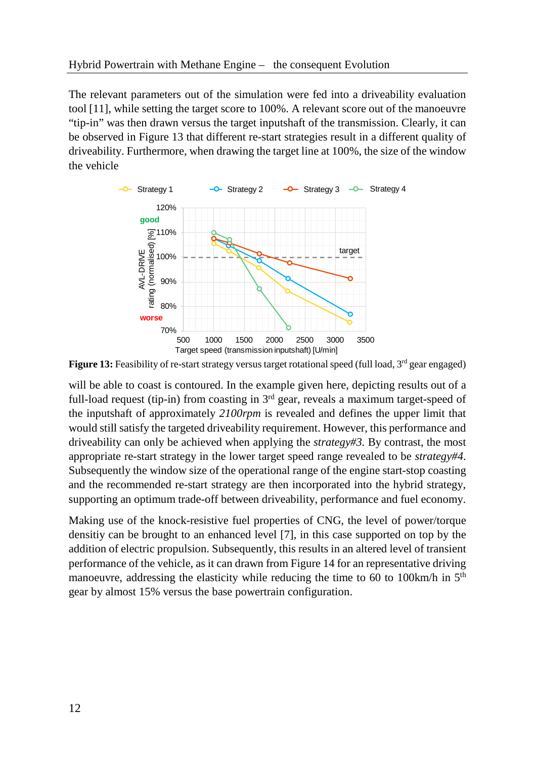The relevant parameters out of the simulation were fed into a driveability evaluation tool [11], while setting the target score to 100%. A relevant score out of the manoeuvre "tip-in" was then drawn versus the target inputshaft of the transmission. Clearly, it can be observed in Figure 13 that different re-start strategies result in a different quality of driveability. Furthermore, when drawing the target line at 100%, the size of the window the vehicle

**Figure 13:** Feasibility of re-start strategy versus target rotational speed (full load, 3rd gear engaged)

will be able to coast is contoured. In the example given here, depicting results out of a full-load request (tip-in) from coasting in 3rd gear, reveals a maximum target-speed of the inputshaft of approximately *2100rpm* is revealed and defines the upper limit that would still satisfy the targeted driveability requirement. However, this performance and driveability can only be achieved when applying the *strategy#3*. By contrast, the most appropriate re-start strategy in the lower target speed range revealed to be *strategy#4*. Subsequently the window size of the operational range of the engine start-stop coasting and the recommended re-start strategy are then incorporated into the hybrid strategy, supporting an optimum trade-off between driveability, performance and fuel economy.

Making use of the knock-resistive fuel properties of CNG, the level of power/torque densitiy can be brought to an enhanced level [7], in this case supported on top by the addition of electric propulsion. Subsequently, this results in an altered level of transient performance of the vehicle, as it can drawn from Figure 14 for an representative driving manoeuvre, addressing the elasticity while reducing the time to 60 to 100km/h in 5th gear by almost 15% versus the base powertrain configuration.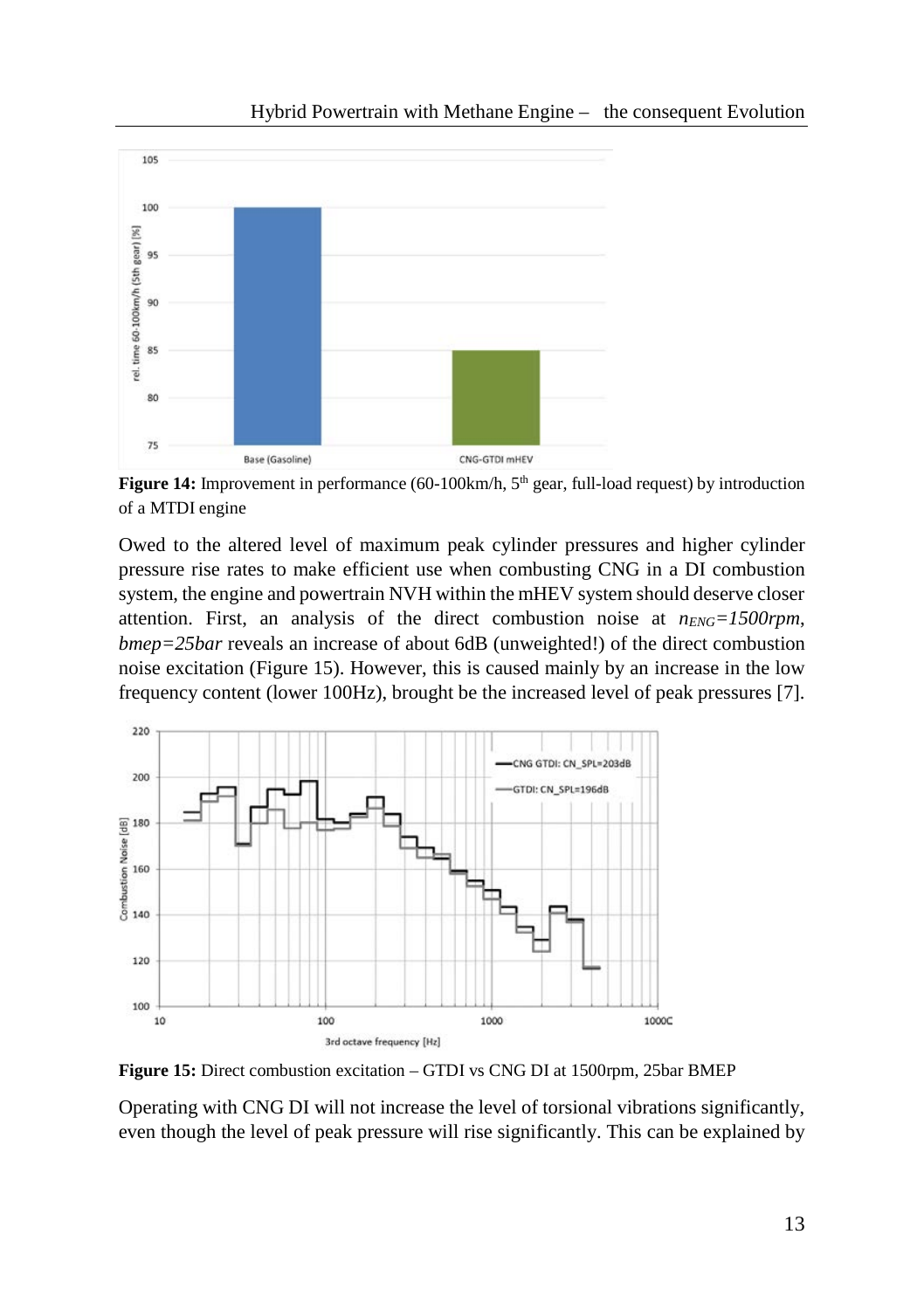**Figure 14:** Improvement in performance (60-100km/h, 5th gear, full-load request) by introduction of a MTDI engine

Owed to the altered level of maximum peak cylinder pressures and higher cylinder pressure rise rates to make efficient use when combusting CNG in a DI combustion system, the engine and powertrain NVH within the mHEV system should deserve closer attention. First, an analysis of the direct combustion noise at $n_{ENG}=1500rpm$, $bmep=25bar$ reveals an increase of about 6dB (unweighted!) of the direct combustion noise excitation (Figure 15). However, this is caused mainly by an increase in the low frequency content (lower 100Hz), brought be the increased level of peak pressures [7].

**Figure 15:** Direct combustion excitation – GTDI vs CNG DI at 1500rpm, 25bar BMEP

Operating with CNG DI will not increase the level of torsional vibrations significantly, even though the level of peak pressure will rise significantly. This can be explained by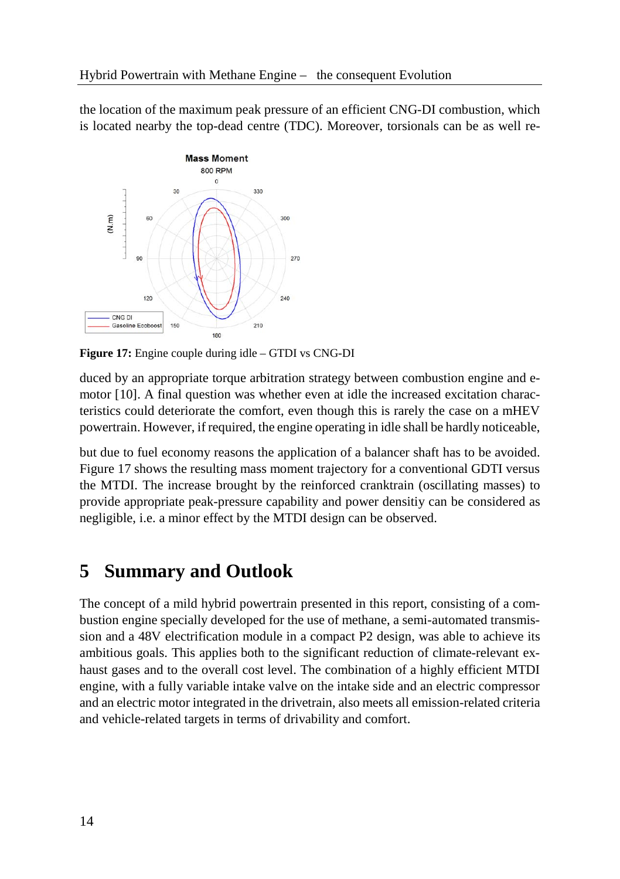the location of the maximum peak pressure of an efficient CNG-DI combustion, which is located nearby the top-dead centre (TDC). Moreover, torsionals can be as well re-

**Figure 17:** Engine couple during idle – GTDI vs CNG-DI

duced by an appropriate torque arbitration strategy between combustion engine and e-motor [10]. A final question was whether even at idle the increased excitation characteristics could deteriorate the comfort, even though this is rarely the case on a mHEV powertrain. However, if required, the engine operating in idle shall be hardly noticeable,

but due to fuel economy reasons the application of a balancer shaft has to be avoided. Figure 17 shows the resulting mass moment trajectory for a conventional GDTI versus the MTDI. The increase brought by the reinforced cranktrain (oscillating masses) to provide appropriate peak-pressure capability and power densitiy can be considered as negligible, i.e. a minor effect by the MTDI design can be observed.

# 5 Summary and Outlook

The concept of a mild hybrid powertrain presented in this report, consisting of a combustion engine specially developed for the use of methane, a semi-automated transmission and a 48V electrification module in a compact P2 design, was able to achieve its ambitious goals. This applies both to the significant reduction of climate-relevant exhaust gases and to the overall cost level. The combination of a highly efficient MTDI engine, with a fully variable intake valve on the intake side and an electric compressor and an electric motor integrated in the drivetrain, also meets all emission-related criteria and vehicle-related targets in terms of drivability and comfort.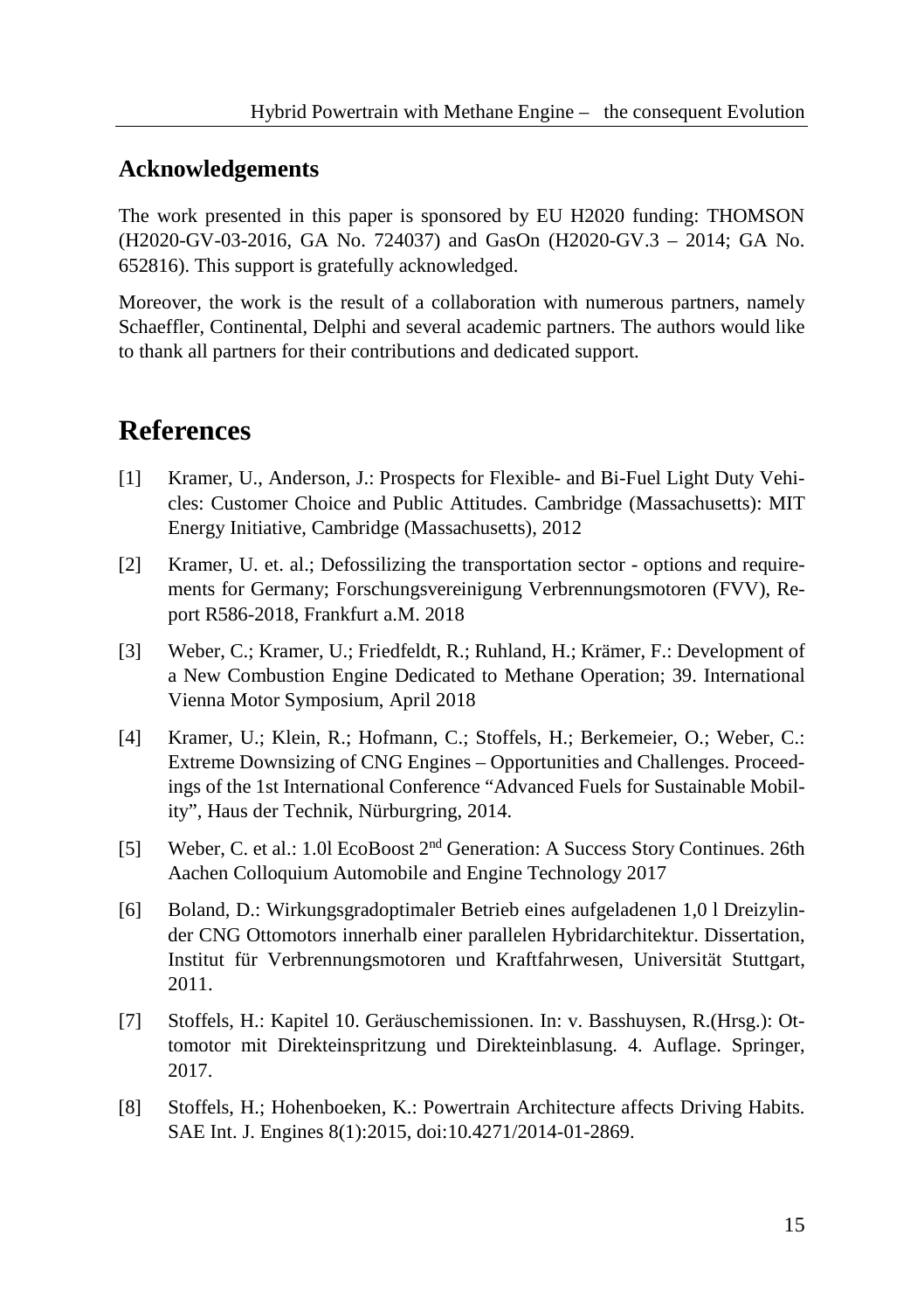## Acknowledgements

The work presented in this paper is sponsored by EU H2020 funding: THOMSON (H2020-GV-03-2016, GA No. 724037) and GasOn (H2020-GV.3 – 2014; GA No. 652816). This support is gratefully acknowledged.

Moreover, the work is the result of a collaboration with numerous partners, namely Schaeffler, Continental, Delphi and several academic partners. The authors would like to thank all partners for their contributions and dedicated support.

# References

[1] Kramer, U., Anderson, J.: Prospects for Flexible- and Bi-Fuel Light Duty Vehicles: Customer Choice and Public Attitudes. Cambridge (Massachusetts): MIT Energy Initiative, Cambridge (Massachusetts), 2012

[2] Kramer, U. et. al.; Defossilizing the transportation sector - options and requirements for Germany; Forschungsvereinigung Verbrennungsmotoren (FVV), Report R586-2018, Frankfurt a.M. 2018

[3] Weber, C.; Kramer, U.; Friedfeldt, R.; Ruhland, H.; Krämer, F.: Development of a New Combustion Engine Dedicated to Methane Operation; 39. International Vienna Motor Symposium, April 2018

[4] Kramer, U.; Klein, R.; Hofmann, C.; Stoffels, H.; Berkemeier, O.; Weber, C.: Extreme Downsizing of CNG Engines – Opportunities and Challenges. Proceedings of the 1st International Conference "Advanced Fuels for Sustainable Mobility", Haus der Technik, Nürburgring, 2014.

[5] Weber, C. et al.: 1.0l EcoBoost 2nd Generation: A Success Story Continues. 26th Aachen Colloquium Automobile and Engine Technology 2017

[6] Boland, D.: Wirkungsgradoptimaler Betrieb eines aufgeladenen 1,0 l Dreizylinder CNG Ottomotors innerhalb einer parallelen Hybridarchitektur. Dissertation, Institut für Verbrennungsmotoren und Kraftfahrwesen, Universität Stuttgart, 2011.

[7] Stoffels, H.: Kapitel 10. Geräuschemissionen. In: v. Basshuysen, R.(Hrsg.): Ottomotor mit Direkteinspritzung und Direkteinblasung. 4. Auflage. Springer, 2017.

[8] Stoffels, H.; Hohenboeken, K.: Powertrain Architecture affects Driving Habits. SAE Int. J. Engines 8(1):2015, doi:10.4271/2014-01-2869.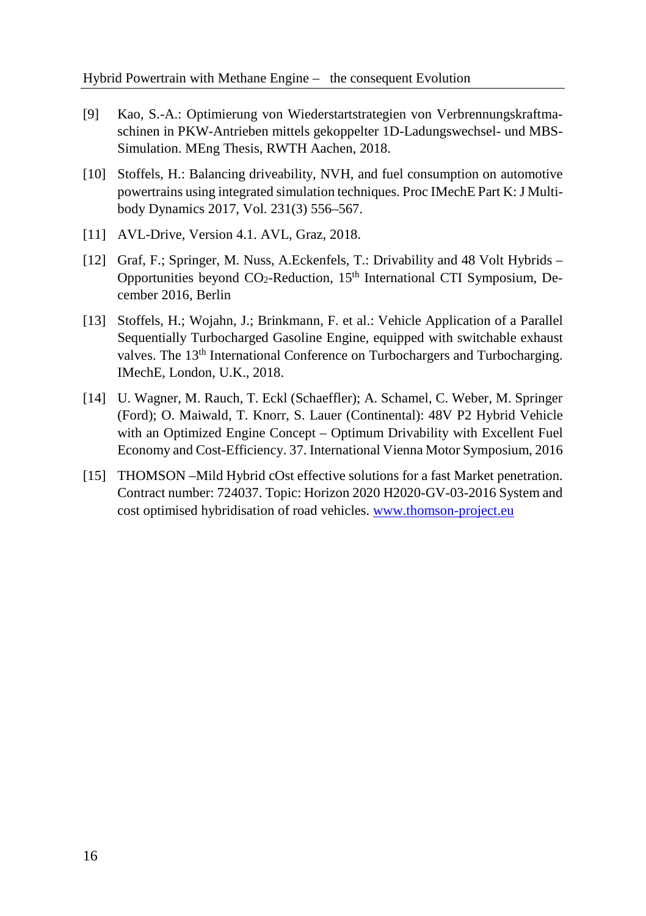[9] Kao, S.-A.: Optimierung von Wiederstartstrategien von Verbrennungskraftmaschinen in PKW-Antrieben mittels gekoppelter 1D-Ladungswechsel- und MBS-Simulation. MEng Thesis, RWTH Aachen, 2018.

[10] Stoffels, H.: Balancing driveability, NVH, and fuel consumption on automotive powertrains using integrated simulation techniques. Proc IMechE Part K: J Multibody Dynamics 2017, Vol. 231(3) 556–567.

[11] AVL-Drive, Version 4.1. AVL, Graz, 2018.

[12] Graf, F.; Springer, M. Nuss, A.Eckenfels, T.: Drivability and 48 Volt Hybrids – Opportunities beyond $CO_2$-Reduction, 15th International CTI Symposium, December 2016, Berlin

[13] Stoffels, H.; Wojahn, J.; Brinkmann, F. et al.: Vehicle Application of a Parallel Sequentially Turbocharged Gasoline Engine, equipped with switchable exhaust valves. The 13th International Conference on Turbochargers and Turbocharging. IMechE, London, U.K., 2018.

[14] U. Wagner, M. Rauch, T. Eckl (Schaeffler); A. Schamel, C. Weber, M. Springer (Ford); O. Maiwald, T. Knorr, S. Lauer (Continental): 48V P2 Hybrid Vehicle with an Optimized Engine Concept – Optimum Drivability with Excellent Fuel Economy and Cost-Efficiency. 37. International Vienna Motor Symposium, 2016

[15] THOMSON –Mild Hybrid cOst effective solutions for a fast Market penetration. Contract number: 724037. Topic: Horizon 2020 H2020-GV-03-2016 System and cost optimised hybridisation of road vehicles. [www.thomson-project.eu](http://www.thomson-project.eu)